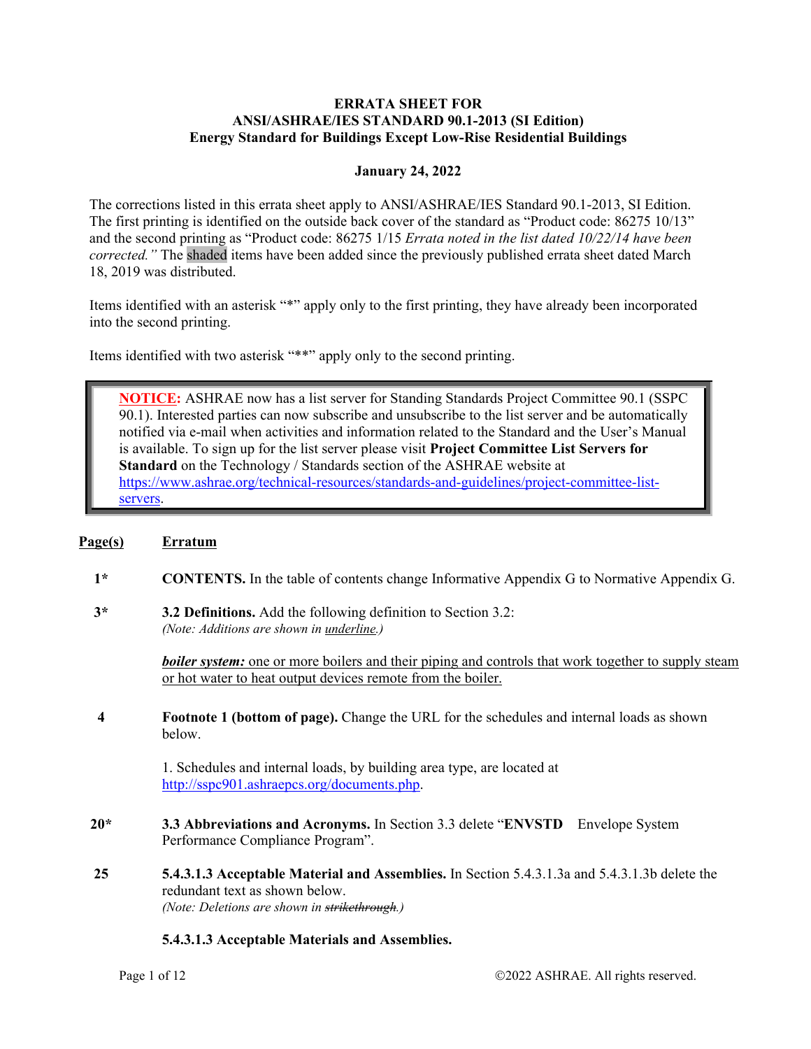**ERRATA SHEET FOR**
**ANSI/ASHRAE/IES STANDARD 90.1-2013 (SI Edition)**
**Energy Standard for Buildings Except Low-Rise Residential Buildings**

**January 24, 2022**

The corrections listed in this errata sheet apply to ANSI/ASHRAE/IES Standard 90.1-2013, SI Edition. The first printing is identified on the outside back cover of the standard as "Product code: 86275 10/13" and the second printing as "Product code: 86275 1/15 *Errata noted in the list dated 10/22/14 have been corrected.*" The shaded items have been added since the previously published errata sheet dated March 18, 2019 was distributed.

Items identified with an asterisk "*" apply only to the first printing, they have already been incorporated into the second printing.

Items identified with two asterisk "**" apply only to the second printing.

> **NOTICE:** ASHRAE now has a list server for Standing Standards Project Committee 90.1 (SSPC 90.1). Interested parties can now subscribe and unsubscribe to the list server and be automatically notified via e-mail when activities and information related to the Standard and the User's Manual is available. To sign up for the list server please visit **Project Committee List Servers for Standard** on the Technology / Standards section of the ASHRAE website at https://www.ashrae.org/technical-resources/standards-and-guidelines/project-committee-list-servers.

| Page(s) | Erratum |
|---|---|
| 1* | **CONTENTS.** In the table of contents change Informative Appendix G to Normative Appendix G. |
| 3* | **3.2 Definitions.** Add the following definition to Section 3.2: *(Note: Additions are shown in underline.)* <br><br> ***boiler system:*** <u>one or more boilers and their piping and controls that work together to supply steam or hot water to heat output devices remote from the boiler.</u> |
| 4 | **Footnote 1 (bottom of page).** Change the URL for the schedules and internal loads as shown below. <br><br> 1. Schedules and internal loads, by building area type, are located at http://sspc901.ashraepcs.org/documents.php. |
| 20* | **3.3 Abbreviations and Acronyms.** In Section 3.3 delete "**ENVSTD** Envelope System Performance Compliance Program". |
| 25 | **5.4.3.1.3 Acceptable Material and Assemblies.** In Section 5.4.3.1.3a and 5.4.3.1.3b delete the redundant text as shown below. *(Note: Deletions are shown in ~~strikethrough~~.)* <br><br> **5.4.3.1.3 Acceptable Materials and Assemblies.** |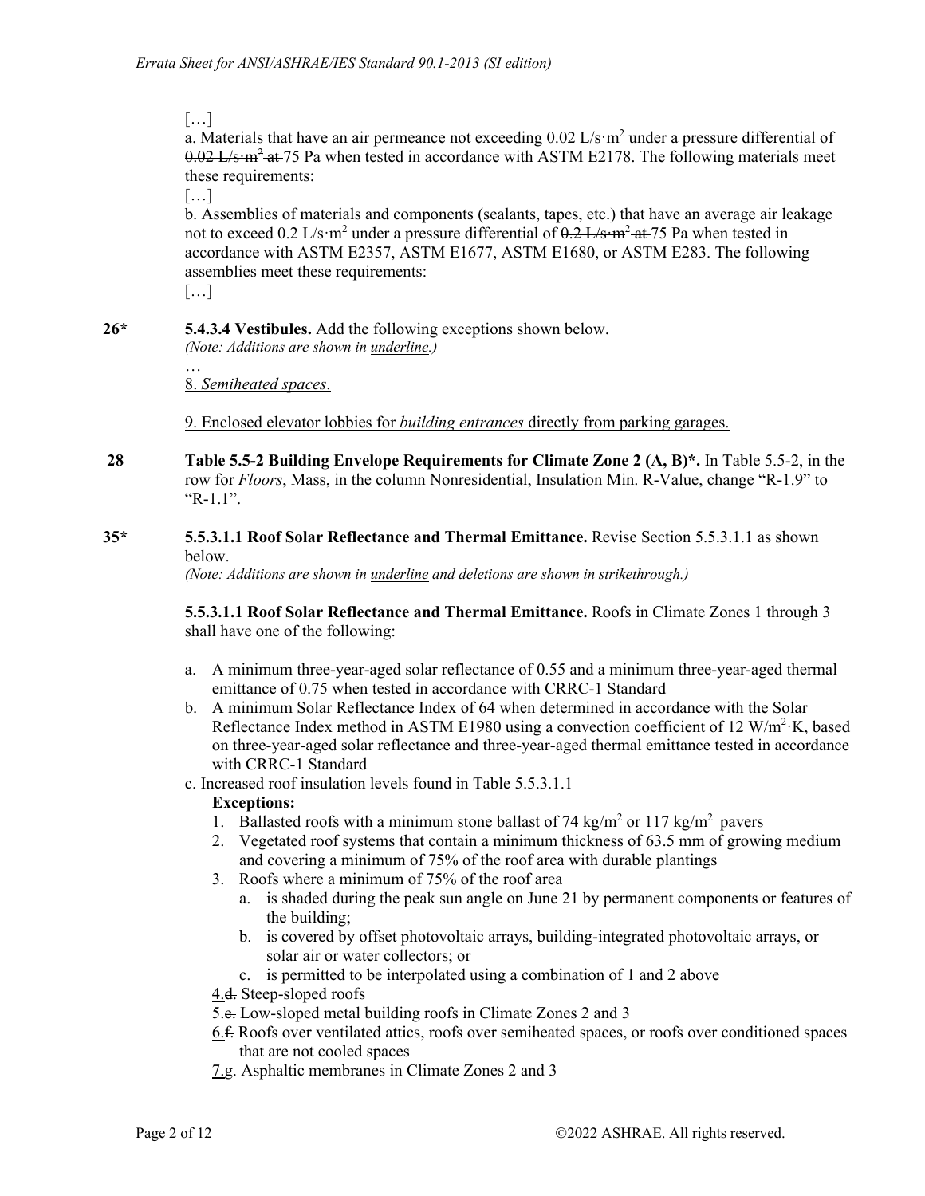[…]

a. Materials that have an air permeance not exceeding 0.02 L/s·m² under a pressure differential of ~~0.02 L/s·m² at~~ 75 Pa when tested in accordance with ASTM E2178. The following materials meet these requirements:

[…]

b. Assemblies of materials and components (sealants, tapes, etc.) that have an average air leakage not to exceed 0.2 L/s·m² under a pressure differential of ~~0.2 L/s·m² at~~ 75 Pa when tested in accordance with ASTM E2357, ASTM E1677, ASTM E1680, or ASTM E283. The following assemblies meet these requirements:

[…]

**26*** **5.4.3.4 Vestibules.** Add the following exceptions shown below.
*(Note: Additions are shown in underline.)*

…

<u>8. *Semiheated spaces*.</u>

<u>9. Enclosed elevator lobbies for *building entrances* directly from parking garages.</u>

**28** **Table 5.5-2 Building Envelope Requirements for Climate Zone 2 (A, B)*.** In Table 5.5-2, in the row for *Floors*, Mass, in the column Nonresidential, Insulation Min. R-Value, change "R-1.9" to "R-1.1".

**35*** **5.5.3.1.1 Roof Solar Reflectance and Thermal Emittance.** Revise Section 5.5.3.1.1 as shown below.
*(Note: Additions are shown in underline and deletions are shown in ~~strikethrough~~.)*

**5.5.3.1.1 Roof Solar Reflectance and Thermal Emittance.** Roofs in Climate Zones 1 through 3 shall have one of the following:

a. A minimum three-year-aged solar reflectance of 0.55 and a minimum three-year-aged thermal emittance of 0.75 when tested in accordance with CRRC-1 Standard
b. A minimum Solar Reflectance Index of 64 when determined in accordance with the Solar Reflectance Index method in ASTM E1980 using a convection coefficient of 12 W/m²·K, based on three-year-aged solar reflectance and three-year-aged thermal emittance tested in accordance with CRRC-1 Standard
c. Increased roof insulation levels found in Table 5.5.3.1.1

**Exceptions:**

1. Ballasted roofs with a minimum stone ballast of 74 kg/m² or 117 kg/m² pavers
2. Vegetated roof systems that contain a minimum thickness of 63.5 mm of growing medium and covering a minimum of 75% of the roof area with durable plantings
3. Roofs where a minimum of 75% of the roof area
   a. is shaded during the peak sun angle on June 21 by permanent components or features of the building;
   b. is covered by offset photovoltaic arrays, building-integrated photovoltaic arrays, or solar air or water collectors; or
   c. is permitted to be interpolated using a combination of 1 and 2 above

<u>4.</u>~~d.~~ Steep-sloped roofs
<u>5.</u>~~e.~~ Low-sloped metal building roofs in Climate Zones 2 and 3
<u>6.</u>~~f.~~ Roofs over ventilated attics, roofs over semiheated spaces, or roofs over conditioned spaces that are not cooled spaces
<u>7.</u>~~g.~~ Asphaltic membranes in Climate Zones 2 and 3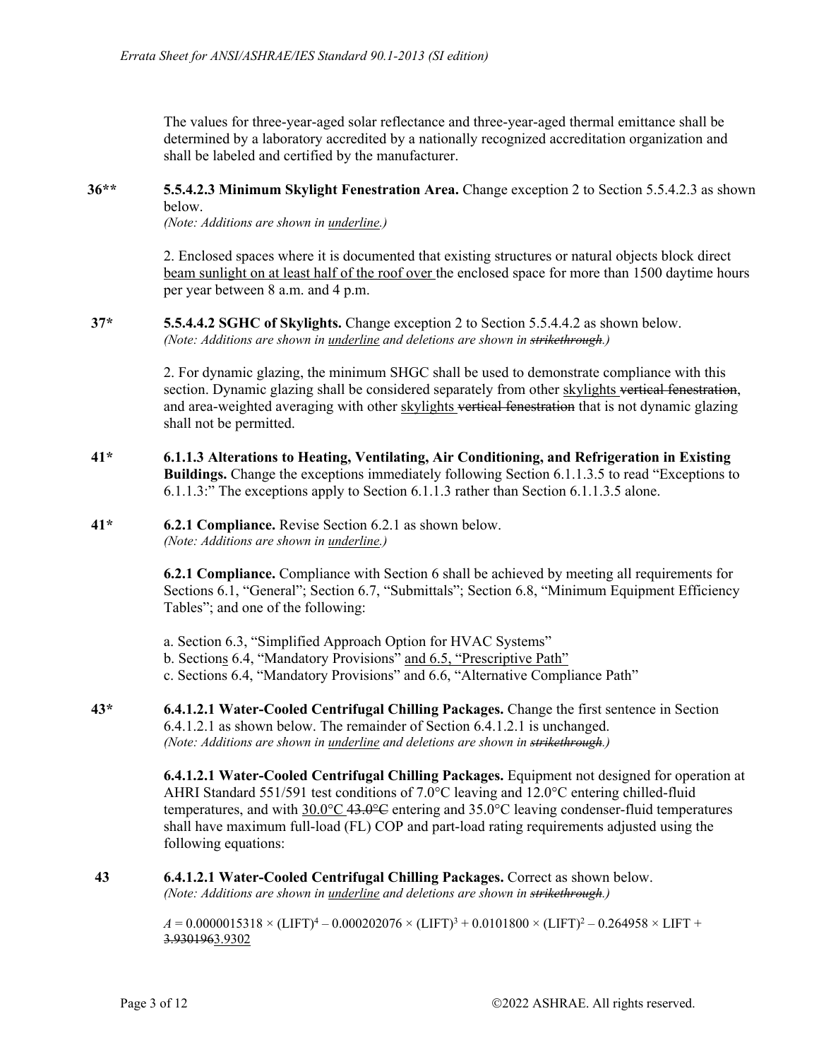The values for three-year-aged solar reflectance and three-year-aged thermal emittance shall be determined by a laboratory accredited by a nationally recognized accreditation organization and shall be labeled and certified by the manufacturer.

**36\*\*** **5.5.4.2.3 Minimum Skylight Fenestration Area.** Change exception 2 to Section 5.5.4.2.3 as shown below.
*(Note: Additions are shown in <u>underline</u>.)*

2. Enclosed spaces where it is documented that existing structures or natural objects block direct <u>beam sunlight on at least half of the roof over</u> the enclosed space for more than 1500 daytime hours per year between 8 a.m. and 4 p.m.

**37\*** **5.5.4.4.2 SGHC of Skylights.** Change exception 2 to Section 5.5.4.4.2 as shown below.
*(Note: Additions are shown in <u>underline</u> and deletions are shown in ~~strikethrough~~.)*

2. For dynamic glazing, the minimum SHGC shall be used to demonstrate compliance with this section. Dynamic glazing shall be considered separately from other <u>skylights</u> ~~vertical fenestration~~, and area-weighted averaging with other <u>skylights</u> ~~vertical fenestration~~ that is not dynamic glazing shall not be permitted.

**41\*** **6.1.1.3 Alterations to Heating, Ventilating, Air Conditioning, and Refrigeration in Existing Buildings.** Change the exceptions immediately following Section 6.1.1.3.5 to read "Exceptions to 6.1.1.3:" The exceptions apply to Section 6.1.1.3 rather than Section 6.1.1.3.5 alone.

**41\*** **6.2.1 Compliance.** Revise Section 6.2.1 as shown below.
*(Note: Additions are shown in <u>underline</u>.)*

**6.2.1 Compliance.** Compliance with Section 6 shall be achieved by meeting all requirements for Sections 6.1, "General"; Section 6.7, "Submittals"; Section 6.8, "Minimum Equipment Efficiency Tables"; and one of the following:

a. Section 6.3, "Simplified Approach Option for HVAC Systems"
b. Section<u>s</u> 6.4, "Mandatory Provisions" <u>and 6.5, "Prescriptive Path"</u>
c. Sections 6.4, "Mandatory Provisions" and 6.6, "Alternative Compliance Path"

**43\*** **6.4.1.2.1 Water-Cooled Centrifugal Chilling Packages.** Change the first sentence in Section 6.4.1.2.1 as shown below. The remainder of Section 6.4.1.2.1 is unchanged.
*(Note: Additions are shown in <u>underline</u> and deletions are shown in ~~strikethrough~~.)*

**6.4.1.2.1 Water-Cooled Centrifugal Chilling Packages.** Equipment not designed for operation at AHRI Standard 551/591 test conditions of 7.0°C leaving and 12.0°C entering chilled-fluid temperatures, and with <u>30.0°C</u> ~~43.0°C~~ entering and 35.0°C leaving condenser-fluid temperatures shall have maximum full-load (FL) COP and part-load rating requirements adjusted using the following equations:

**43** **6.4.1.2.1 Water-Cooled Centrifugal Chilling Packages.** Correct as shown below.
*(Note: Additions are shown in <u>underline</u> and deletions are shown in ~~strikethrough~~.)*

$A = 0.0000015318 \times (\text{LIFT})^4 - 0.000202076 \times (\text{LIFT})^3 + 0.0101800 \times (\text{LIFT})^2 - 0.264958 \times \text{LIFT} +$ ~~3.930196~~<u>3.9302</u>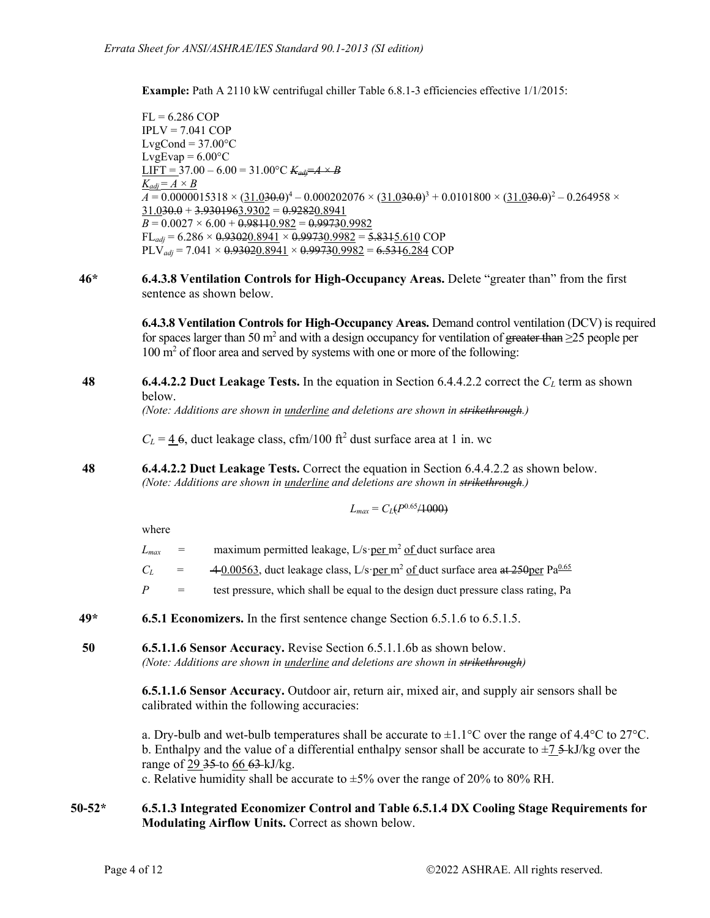**Example:** Path A 2110 kW centrifugal chiller Table 6.8.1-3 efficiencies effective 1/1/2015:

FL = 6.286 COP
IPLV = 7.041 COP
LvgCond = 37.00°C
LvgEvap = 6.00°C
<u>LIFT =</u> 37.00 – 6.00 = 31.00°C ~~$K_{adj}$=A × B~~
<u>$K_{adj}$ = A × B</u>
$A$ = 0.0000015318 × (<u>31.0</u>~~30.0~~)$^4$ – 0.000202076 × (<u>31.0</u>~~30.0~~)$^3$ + 0.0101800 × (<u>31.0</u>~~30.0~~)$^2$ – 0.264958 × <u>31.0</u>~~30.0~~ + ~~3.930196~~<u>3.9302</u> = ~~0.9282~~<u>0.8941</u>
$B$ = 0.0027 × 6.00 + ~~0.9811~~<u>0.982</u> = ~~0.9973~~<u>0.9982</u>
FL$_{adj}$ = 6.286 × ~~0.9302~~<u>0.8941</u> × ~~0.9973~~<u>0.9982</u> = ~~5.831~~<u>5.610</u> COP
PLV$_{adj}$ = 7.041 × ~~0.9302~~<u>0.8941</u> × ~~0.9973~~<u>0.9982</u> = ~~6.531~~<u>6.284</u> COP

**46\*** **6.4.3.8 Ventilation Controls for High-Occupancy Areas.** Delete "greater than" from the first sentence as shown below.

> **6.4.3.8 Ventilation Controls for High-Occupancy Areas.** Demand control ventilation (DCV) is required for spaces larger than 50 m$^2$ and with a design occupancy for ventilation of ~~greater than~~ ≥25 people per 100 m$^2$ of floor area and served by systems with one or more of the following:

**48** **6.4.4.2.2 Duct Leakage Tests.** In the equation in Section 6.4.4.2.2 correct the $C_L$ term as shown below.
*(Note: Additions are shown in <u>underline</u> and deletions are shown in ~~strikethrough~~.)*

> $C_L$ = <u>4</u> ~~6~~, duct leakage class, cfm/100 ft$^2$ dust surface area at 1 in. wc

**48** **6.4.4.2.2 Duct Leakage Tests.** Correct the equation in Section 6.4.4.2.2 as shown below.
*(Note: Additions are shown in <u>underline</u> and deletions are shown in ~~strikethrough~~.)*

$$L_{max} = C_L \sout{(}P^{0.65}\sout{/1000)}$$

where

| | | |
|---|---|---|
| $L_{max}$ | = | maximum permitted leakage, L/s·<u>per</u> m$^2$ <u>of</u> duct surface area |
| $C_L$ | = | ~~4~~ <u>0.00563</u>, duct leakage class, L/s·<u>per</u> m$^2$ <u>of</u> duct surface area ~~at 250~~<u>per</u> Pa<u>$^{0.65}$</u> |
| $P$ | = | test pressure, which shall be equal to the design duct pressure class rating, Pa |

**49\*** **6.5.1 Economizers.** In the first sentence change Section 6.5.1.6 to 6.5.1.5.

**50** **6.5.1.1.6 Sensor Accuracy.** Revise Section 6.5.1.1.6b as shown below.
*(Note: Additions are shown in <u>underline</u> and deletions are shown in ~~strikethrough~~)*

> **6.5.1.1.6 Sensor Accuracy.** Outdoor air, return air, mixed air, and supply air sensors shall be calibrated within the following accuracies:
>
> a. Dry-bulb and wet-bulb temperatures shall be accurate to ±1.1°C over the range of 4.4°C to 27°C.
> b. Enthalpy and the value of a differential enthalpy sensor shall be accurate to ±<u>7</u> ~~5~~ kJ/kg over the range of <u>29</u> ~~35~~ to <u>66</u> ~~63~~ kJ/kg.
> c. Relative humidity shall be accurate to ±5% over the range of 20% to 80% RH.

**50-52\*** **6.5.1.3 Integrated Economizer Control and Table 6.5.1.4 DX Cooling Stage Requirements for Modulating Airflow Units.** Correct as shown below.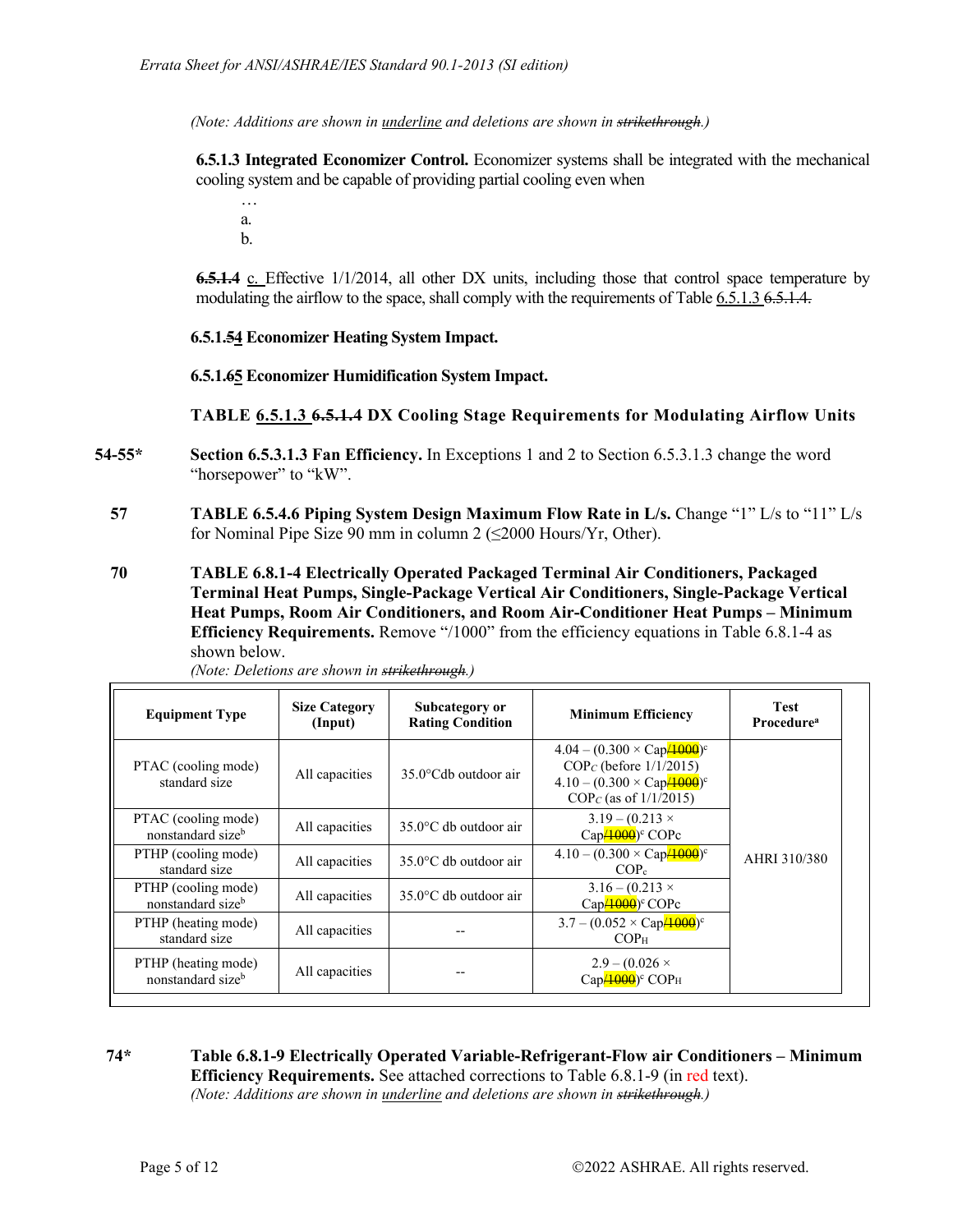*(Note: Additions are shown in underline and deletions are shown in ~~strikethrough~~.)*

**6.5.1.3 Integrated Economizer Control.** Economizer systems shall be integrated with the mechanical cooling system and be capable of providing partial cooling even when

…

a.

b.

**~~6.5.1.4~~** <u>c.</u> Effective 1/1/2014, all other DX units, including those that control space temperature by modulating the airflow to the space, shall comply with the requirements of Table <u>6.5.1.3</u> ~~6.5.1.4.~~

**6.5.1.~~5~~<u>4</u> Economizer Heating System Impact.**

**6.5.1.~~6~~<u>5</u> Economizer Humidification System Impact.**

**TABLE <u>6.5.1.3</u> ~~6.5.1.4~~ DX Cooling Stage Requirements for Modulating Airflow Units**

**54-55\*** **Section 6.5.3.1.3 Fan Efficiency.** In Exceptions 1 and 2 to Section 6.5.3.1.3 change the word "horsepower" to "kW".

**57** **TABLE 6.5.4.6 Piping System Design Maximum Flow Rate in L/s.** Change "1" L/s to "11" L/s for Nominal Pipe Size 90 mm in column 2 (≤2000 Hours/Yr, Other).

**70** **TABLE 6.8.1-4 Electrically Operated Packaged Terminal Air Conditioners, Packaged Terminal Heat Pumps, Single-Package Vertical Air Conditioners, Single-Package Vertical Heat Pumps, Room Air Conditioners, and Room Air-Conditioner Heat Pumps – Minimum Efficiency Requirements.** Remove "/1000" from the efficiency equations in Table 6.8.1-4 as shown below.

*(Note: Deletions are shown in ~~strikethrough~~.)*

| Equipment Type | Size Category (Input) | Subcategory or Rating Condition | Minimum Efficiency | Test Procedure[a] |
|---|---|---|---|---|
| PTAC (cooling mode) standard size | All capacities | 35.0°Cdb outdoor air | 4.04 – (0.300 × Cap~~/1000~~)[c] $COP_C$ (before 1/1/2015) 4.10 – (0.300 × Cap~~/1000~~)[c] $COP_C$ (as of 1/1/2015) | AHRI 310/380 |
| PTAC (cooling mode) nonstandard size[b] | All capacities | 35.0°C db outdoor air | 3.19 – (0.213 × Cap~~/1000~~)[c] COPc | |
| PTHP (cooling mode) standard size | All capacities | 35.0°C db outdoor air | 4.10 – (0.300 × Cap~~/1000~~)[c] $COP_c$ | |
| PTHP (cooling mode) nonstandard size[b] | All capacities | 35.0°C db outdoor air | 3.16 – (0.213 × Cap~~/1000~~)[c] COPc | |
| PTHP (heating mode) standard size | All capacities | -- | 3.7 – (0.052 × Cap~~/1000~~)[c] $COP_H$ | |
| PTHP (heating mode) nonstandard size[b] | All capacities | -- | 2.9 – (0.026 × Cap~~/1000~~)[c] $COP_H$ | |

**74\*** **Table 6.8.1-9 Electrically Operated Variable-Refrigerant-Flow air Conditioners – Minimum Efficiency Requirements.** See attached corrections to Table 6.8.1-9 (in red text).

*(Note: Additions are shown in underline and deletions are shown in ~~strikethrough~~.)*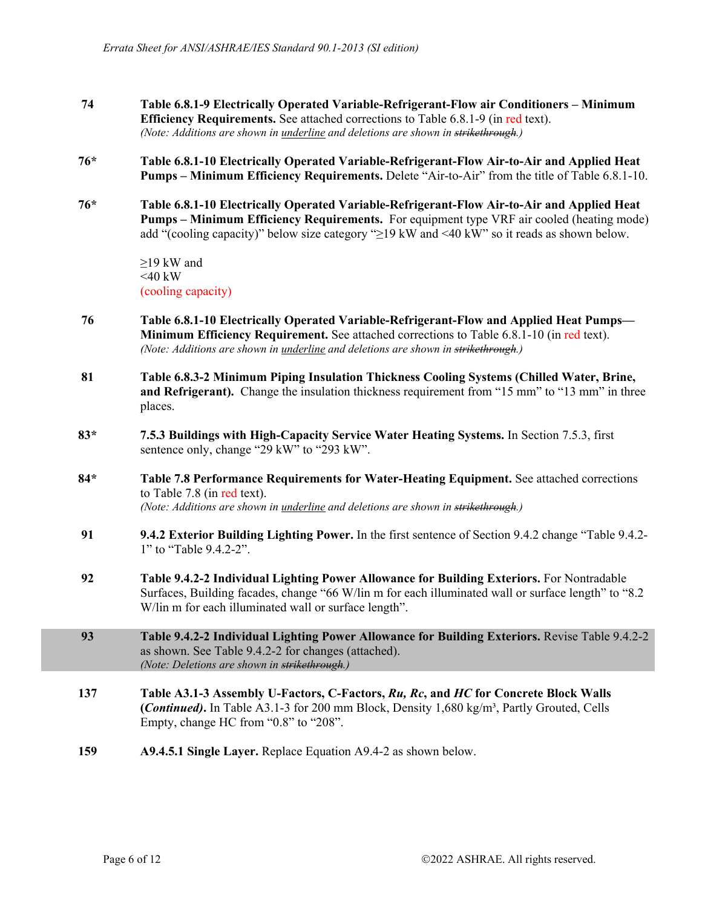| Page | Erratum |
|---|---|
| 74 | **Table 6.8.1-9 Electrically Operated Variable-Refrigerant-Flow air Conditioners – Minimum Efficiency Requirements.** See attached corrections to Table 6.8.1-9 (in red text). *(Note: Additions are shown in underline and deletions are shown in ~~strikethrough~~.)* |
| 76* | **Table 6.8.1-10 Electrically Operated Variable-Refrigerant-Flow Air-to-Air and Applied Heat Pumps – Minimum Efficiency Requirements.** Delete "Air-to-Air" from the title of Table 6.8.1-10. |
| 76* | **Table 6.8.1-10 Electrically Operated Variable-Refrigerant-Flow Air-to-Air and Applied Heat Pumps – Minimum Efficiency Requirements.** For equipment type VRF air cooled (heating mode) add "(cooling capacity)" below size category "≥19 kW and <40 kW" so it reads as shown below.<br><br>≥19 kW and<br><40 kW<br>(cooling capacity) |
| 76 | **Table 6.8.1-10 Electrically Operated Variable-Refrigerant-Flow and Applied Heat Pumps—Minimum Efficiency Requirement.** See attached corrections to Table 6.8.1-10 (in red text). *(Note: Additions are shown in underline and deletions are shown in ~~strikethrough~~.)* |
| 81 | **Table 6.8.3-2 Minimum Piping Insulation Thickness Cooling Systems (Chilled Water, Brine, and Refrigerant).** Change the insulation thickness requirement from "15 mm" to "13 mm" in three places. |
| 83* | **7.5.3 Buildings with High-Capacity Service Water Heating Systems.** In Section 7.5.3, first sentence only, change "29 kW" to "293 kW". |
| 84* | **Table 7.8 Performance Requirements for Water-Heating Equipment.** See attached corrections to Table 7.8 (in red text). *(Note: Additions are shown in underline and deletions are shown in ~~strikethrough~~.)* |
| 91 | **9.4.2 Exterior Building Lighting Power.** In the first sentence of Section 9.4.2 change "Table 9.4.2-1" to "Table 9.4.2-2". |
| 92 | **Table 9.4.2-2 Individual Lighting Power Allowance for Building Exteriors.** For Nontradable Surfaces, Building facades, change "66 W/lin m for each illuminated wall or surface length" to "8.2 W/lin m for each illuminated wall or surface length". |
| 93 | **Table 9.4.2-2 Individual Lighting Power Allowance for Building Exteriors.** Revise Table 9.4.2-2 as shown. See Table 9.4.2-2 for changes (attached). *(Note: Deletions are shown in ~~strikethrough~~.)* |
| 137 | **Table A3.1-3 Assembly U-Factors, C-Factors, *Ru*, *Rc*, and *HC* for Concrete Block Walls (*Continued*).** In Table A3.1-3 for 200 mm Block, Density 1,680 kg/m³, Partly Grouted, Cells Empty, change HC from "0.8" to "208". |
| 159 | **A9.4.5.1 Single Layer.** Replace Equation A9.4-2 as shown below. |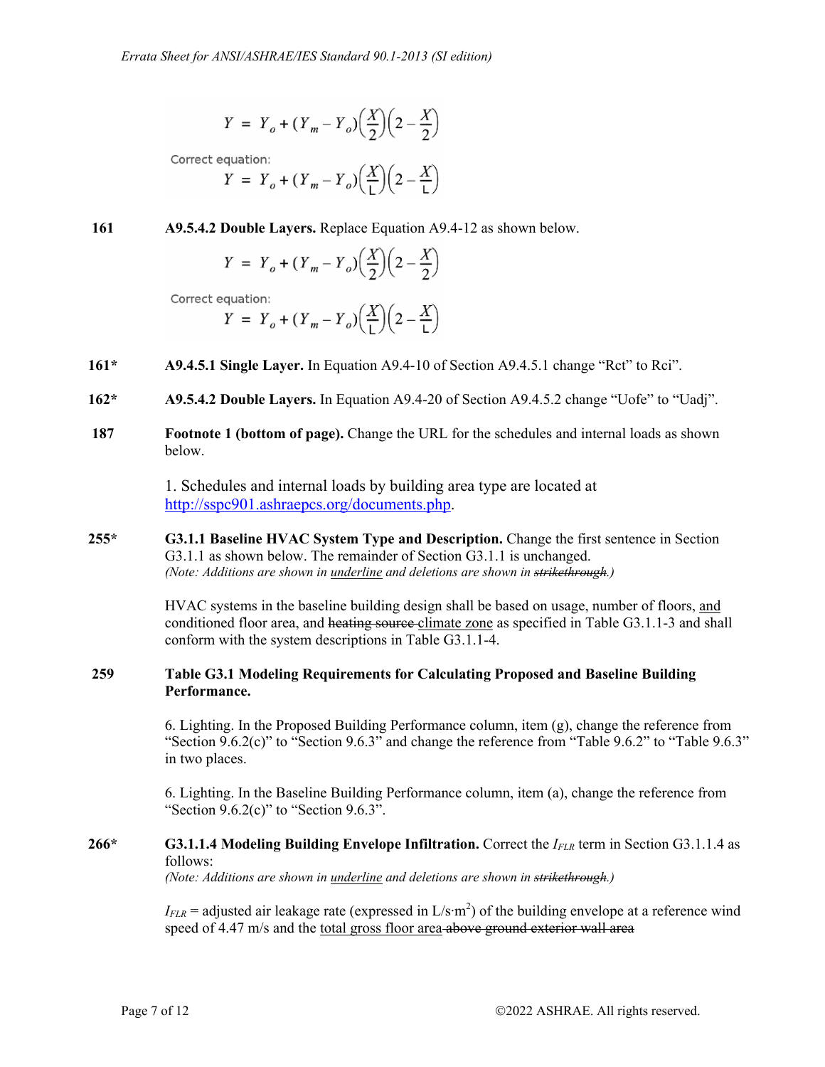$$Y = Y_o + (Y_m - Y_o)\left(\frac{X}{2}\right)\left(2 - \frac{X}{2}\right)$$

Correct equation:

$$Y = Y_o + (Y_m - Y_o)\left(\frac{X}{L}\right)\left(2 - \frac{X}{L}\right)$$

**161** **A9.5.4.2 Double Layers.** Replace Equation A9.4-12 as shown below.

$$Y = Y_o + (Y_m - Y_o)\left(\frac{X}{2}\right)\left(2 - \frac{X}{2}\right)$$

Correct equation:

$$Y = Y_o + (Y_m - Y_o)\left(\frac{X}{L}\right)\left(2 - \frac{X}{L}\right)$$

**161*** **A9.4.5.1 Single Layer.** In Equation A9.4-10 of Section A9.4.5.1 change "Rct" to Rci".

**162*** **A9.5.4.2 Double Layers.** In Equation A9.4-20 of Section A9.4.5.2 change "Uofe" to "Uadj".

**187** **Footnote 1 (bottom of page).** Change the URL for the schedules and internal loads as shown below.

1. Schedules and internal loads by building area type are located at http://sspc901.ashraepcs.org/documents.php.

**255*** **G3.1.1 Baseline HVAC System Type and Description.** Change the first sentence in Section G3.1.1 as shown below. The remainder of Section G3.1.1 is unchanged.
*(Note: Additions are shown in underline and deletions are shown in ~~strikethrough~~.)*

HVAC systems in the baseline building design shall be based on usage, number of floors, <u>and</u> conditioned floor area, and ~~heating source~~ <u>climate zone</u> as specified in Table G3.1.1-3 and shall conform with the system descriptions in Table G3.1.1-4.

**259** **Table G3.1 Modeling Requirements for Calculating Proposed and Baseline Building Performance.**

6. Lighting. In the Proposed Building Performance column, item (g), change the reference from "Section 9.6.2(c)" to "Section 9.6.3" and change the reference from "Table 9.6.2" to "Table 9.6.3" in two places.

6. Lighting. In the Baseline Building Performance column, item (a), change the reference from "Section 9.6.2(c)" to "Section 9.6.3".

**266*** **G3.1.1.4 Modeling Building Envelope Infiltration.** Correct the $I_{FLR}$ term in Section G3.1.1.4 as follows:
*(Note: Additions are shown in underline and deletions are shown in ~~strikethrough~~.)*

$I_{FLR}$ = adjusted air leakage rate (expressed in $L/s{\cdot}m^2$) of the building envelope at a reference wind speed of 4.47 m/s and the <u>total gross floor area</u> ~~above ground exterior wall area~~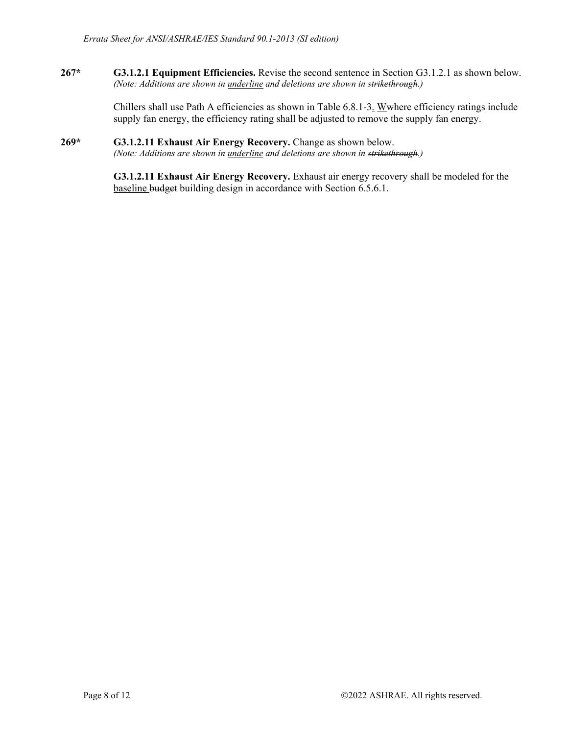**267*** **G3.1.2.1 Equipment Efficiencies.** Revise the second sentence in Section G3.1.2.1 as shown below. *(Note: Additions are shown in <u>underline</u> and deletions are shown in ~~strikethrough~~.)*

Chillers shall use Path A efficiencies as shown in Table 6.8.1-3<u>.</u> <u>W</u>~~w~~here efficiency ratings include supply fan energy, the efficiency rating shall be adjusted to remove the supply fan energy.

**269*** **G3.1.2.11 Exhaust Air Energy Recovery.** Change as shown below. *(Note: Additions are shown in <u>underline</u> and deletions are shown in ~~strikethrough~~.)*

**G3.1.2.11 Exhaust Air Energy Recovery.** Exhaust air energy recovery shall be modeled for the <u>baseline</u> ~~budget~~ building design in accordance with Section 6.5.6.1.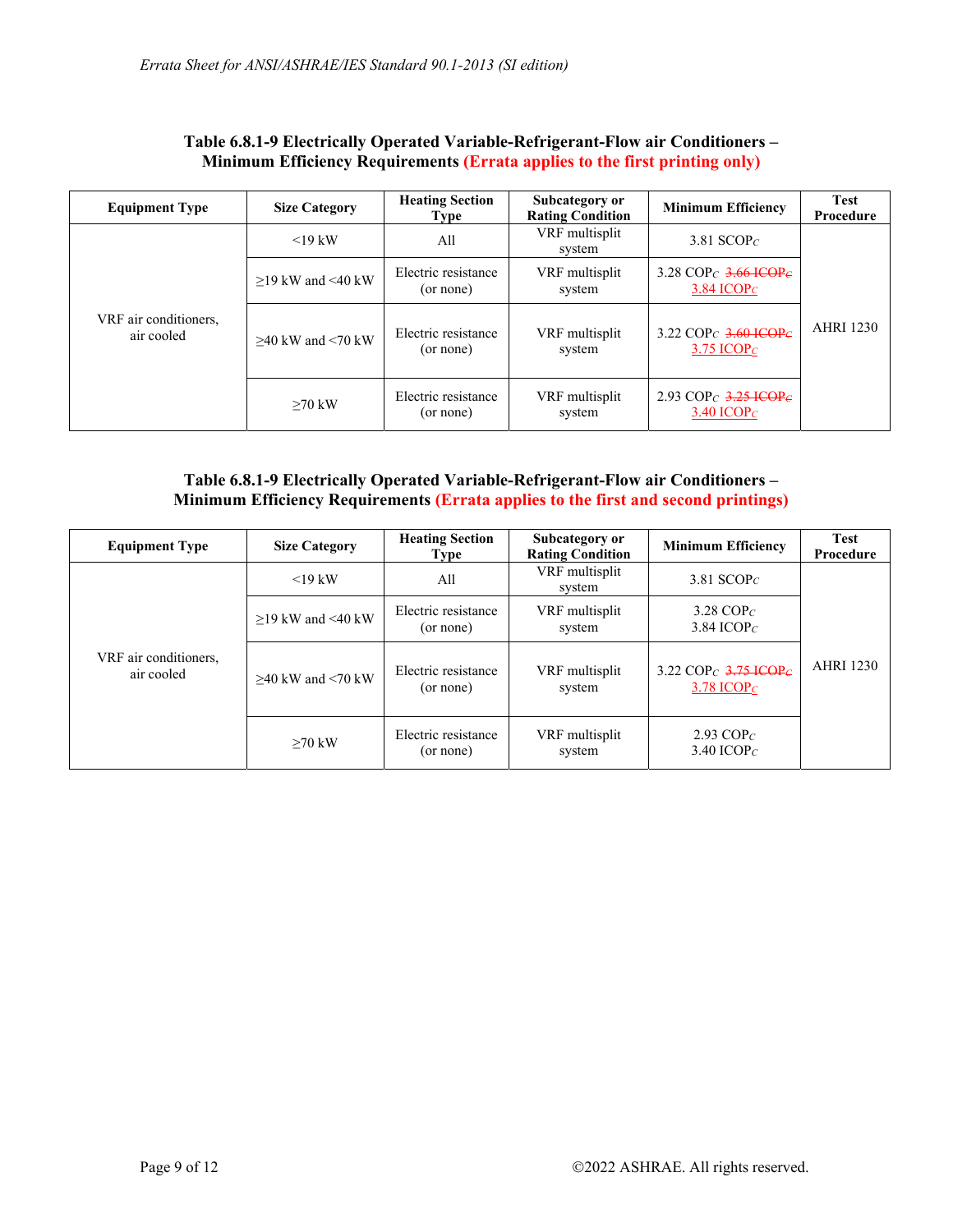**Table 6.8.1-9 Electrically Operated Variable-Refrigerant-Flow air Conditioners – Minimum Efficiency Requirements (Errata applies to the first printing only)**

| Equipment Type | Size Category | Heating Section Type | Subcategory or Rating Condition | Minimum Efficiency | Test Procedure |
|---|---|---|---|---|---|
| VRF air conditioners, air cooled | <19 kW | All | VRF multisplit system | 3.81 $SCOP_C$ | AHRI 1230 |
| | ≥19 kW and <40 kW | Electric resistance (or none) | VRF multisplit system | 3.28 $COP_C$ ~~3.66 $ICOP_C$~~ 3.84 $ICOP_C$ | |
| | ≥40 kW and <70 kW | Electric resistance (or none) | VRF multisplit system | 3.22 $COP_C$ ~~3.60 $ICOP_C$~~ 3.75 $ICOP_C$ | |
| | ≥70 kW | Electric resistance (or none) | VRF multisplit system | 2.93 $COP_C$ ~~3.25 $ICOP_C$~~ 3.40 $ICOP_C$ | |

**Table 6.8.1-9 Electrically Operated Variable-Refrigerant-Flow air Conditioners – Minimum Efficiency Requirements (Errata applies to the first and second printings)**

| Equipment Type | Size Category | Heating Section Type | Subcategory or Rating Condition | Minimum Efficiency | Test Procedure |
|---|---|---|---|---|---|
| VRF air conditioners, air cooled | <19 kW | All | VRF multisplit system | 3.81 $SCOP_C$ | AHRI 1230 |
| | ≥19 kW and <40 kW | Electric resistance (or none) | VRF multisplit system | 3.28 $COP_C$ 3.84 $ICOP_C$ | |
| | ≥40 kW and <70 kW | Electric resistance (or none) | VRF multisplit system | 3.22 $COP_C$ ~~3.75 $ICOP_C$~~ 3.78 $ICOP_C$ | |
| | ≥70 kW | Electric resistance (or none) | VRF multisplit system | 2.93 $COP_C$ 3.40 $ICOP_C$ | |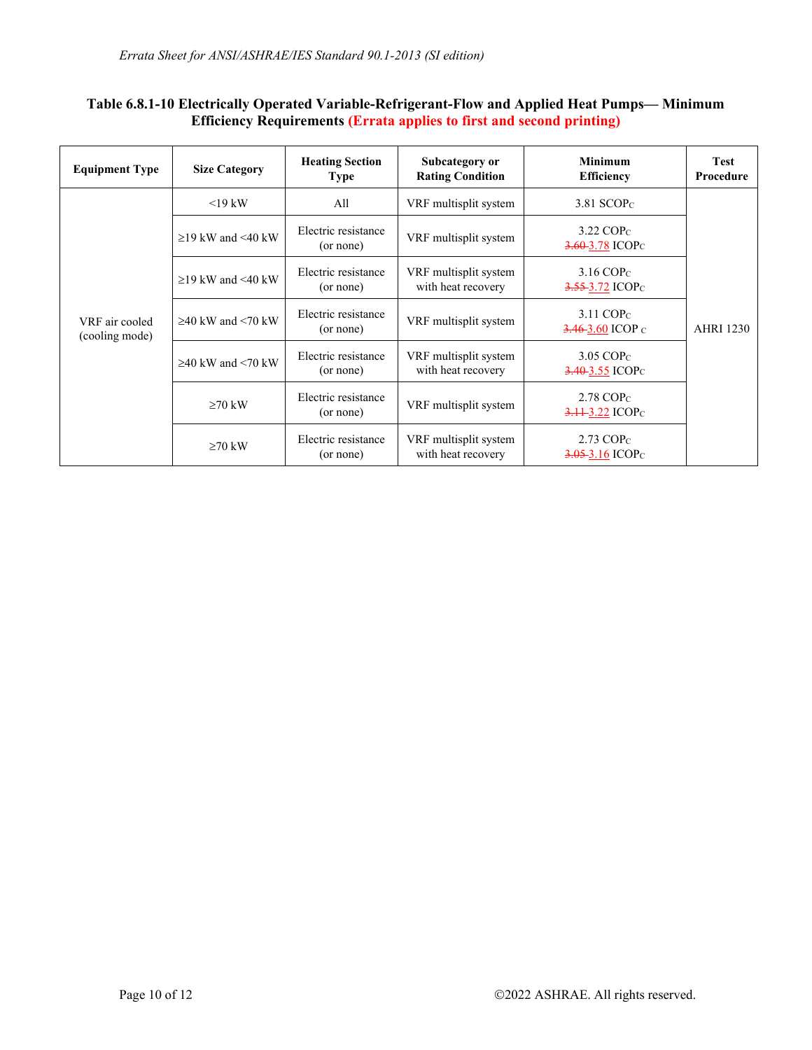**Table 6.8.1-10 Electrically Operated Variable-Refrigerant-Flow and Applied Heat Pumps— Minimum Efficiency Requirements (Errata applies to first and second printing)**

| Equipment Type | Size Category | Heating Section Type | Subcategory or Rating Condition | Minimum Efficiency | Test Procedure |
|---|---|---|---|---|---|
| VRF air cooled (cooling mode) | <19 kW | All | VRF multisplit system | 3.81 $SCOP_C$ | AHRI 1230 |
| | ≥19 kW and <40 kW | Electric resistance (or none) | VRF multisplit system | 3.22 $COP_C$<br>~~3.60~~ 3.78 $ICOP_C$ | |
| | ≥19 kW and <40 kW | Electric resistance (or none) | VRF multisplit system with heat recovery | 3.16 $COP_C$<br>~~3.55~~ 3.72 $ICOP_C$ | |
| | ≥40 kW and <70 kW | Electric resistance (or none) | VRF multisplit system | 3.11 $COP_C$<br>~~3.46~~ 3.60 $ICOP_C$ | |
| | ≥40 kW and <70 kW | Electric resistance (or none) | VRF multisplit system with heat recovery | 3.05 $COP_C$<br>~~3.40~~ 3.55 $ICOP_C$ | |
| | ≥70 kW | Electric resistance (or none) | VRF multisplit system | 2.78 $COP_C$<br>~~3.11~~ 3.22 $ICOP_C$ | |
| | ≥70 kW | Electric resistance (or none) | VRF multisplit system with heat recovery | 2.73 $COP_C$<br>~~3.05~~ 3.16 $ICOP_C$ | |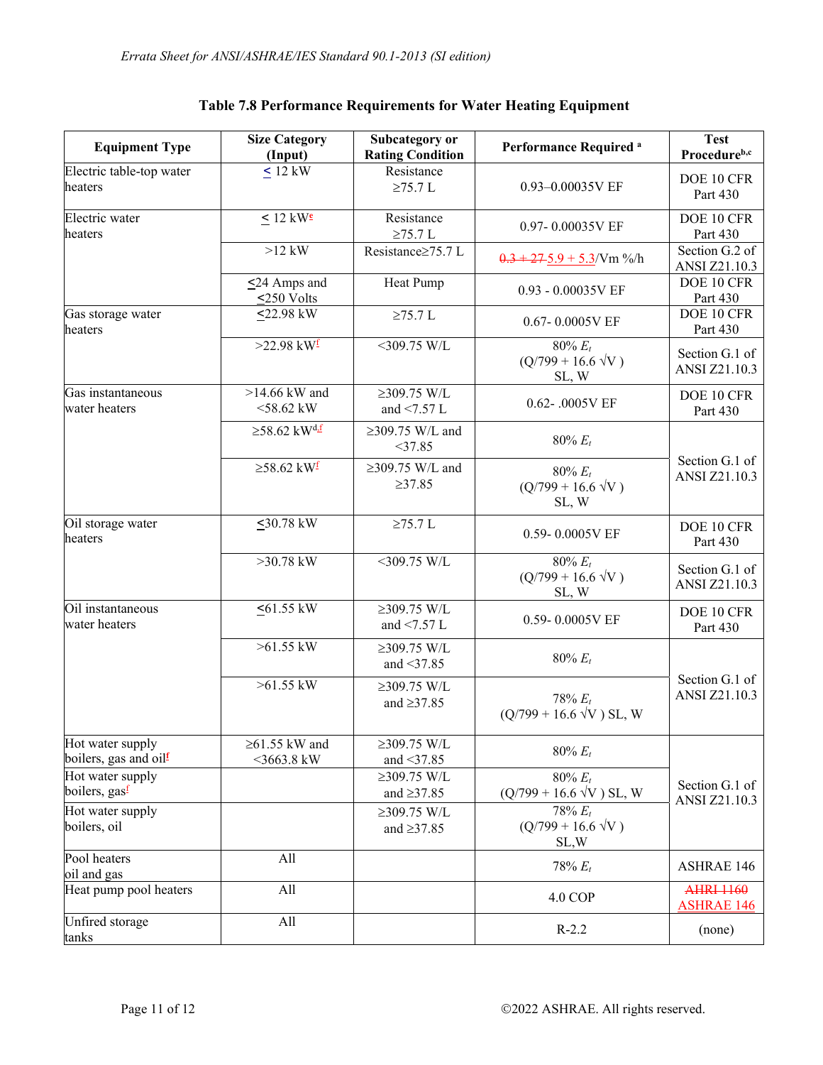## Table 7.8 Performance Requirements for Water Heating Equipment

| Equipment Type | Size Category (Input) | Subcategory or Rating Condition | Performance Required [a] | Test Procedure[b,c] |
|---|---|---|---|---|
| Electric table-top water heaters | ≤ 12 kW | Resistance ≥75.7 L | 0.93–0.00035V EF | DOE 10 CFR Part 430 |
| Electric water heaters | ≤ 12 kW[e] | Resistance ≥75.7 L | 0.97- 0.00035V EF | DOE 10 CFR Part 430 |
| | >12 kW | Resistance≥75.7 L | ~~0.3 + 27~~ 5.9 + 5.3/Vm %/h | Section G.2 of ANSI Z21.10.3 |
| | ≤24 Amps and ≤250 Volts | Heat Pump | 0.93 - 0.00035V EF | DOE 10 CFR Part 430 |
| Gas storage water heaters | ≤22.98 kW | ≥75.7 L | 0.67- 0.0005V EF | DOE 10 CFR Part 430 |
| | >22.98 kW[f] | <309.75 W/L | 80% $E_t$ (Q/799 + 16.6 √V ) SL, W | Section G.1 of ANSI Z21.10.3 |
| Gas instantaneous water heaters | >14.66 kW and <58.62 kW | ≥309.75 W/L and <7.57 L | 0.62- .0005V EF | DOE 10 CFR Part 430 |
| | ≥58.62 kW[d,f] | ≥309.75 W/L and <37.85 | 80% $E_t$ | Section G.1 of ANSI Z21.10.3 |
| | ≥58.62 kW[f] | ≥309.75 W/L and ≥37.85 | 80% $E_t$ (Q/799 + 16.6 √V ) SL, W | |
| Oil storage water heaters | ≤30.78 kW | ≥75.7 L | 0.59- 0.0005V EF | DOE 10 CFR Part 430 |
| | >30.78 kW | <309.75 W/L | 80% $E_t$ (Q/799 + 16.6 √V ) SL, W | Section G.1 of ANSI Z21.10.3 |
| Oil instantaneous water heaters | ≤61.55 kW | ≥309.75 W/L and <7.57 L | 0.59- 0.0005V EF | DOE 10 CFR Part 430 |
| | >61.55 kW | ≥309.75 W/L and <37.85 | 80% $E_t$ | Section G.1 of ANSI Z21.10.3 |
| | >61.55 kW | ≥309.75 W/L and ≥37.85 | 78% $E_t$ (Q/799 + 16.6 √V ) SL, W | |
| Hot water supply boilers, gas and oil[f] | ≥61.55 kW and <3663.8 kW | ≥309.75 W/L and <37.85 | 80% $E_t$ | Section G.1 of ANSI Z21.10.3 |
| Hot water supply boilers, gas[f] | | ≥309.75 W/L and ≥37.85 | 80% $E_t$ (Q/799 + 16.6 √V ) SL, W | |
| Hot water supply boilers, oil | | ≥309.75 W/L and ≥37.85 | 78% $E_t$ (Q/799 + 16.6 √V ) SL,W | |
| Pool heaters oil and gas | All | | 78% $E_t$ | ASHRAE 146 |
| Heat pump pool heaters | All | | 4.0 COP | ~~AHRI 1160~~ ASHRAE 146 |
| Unfired storage tanks | All | | R-2.2 | (none) |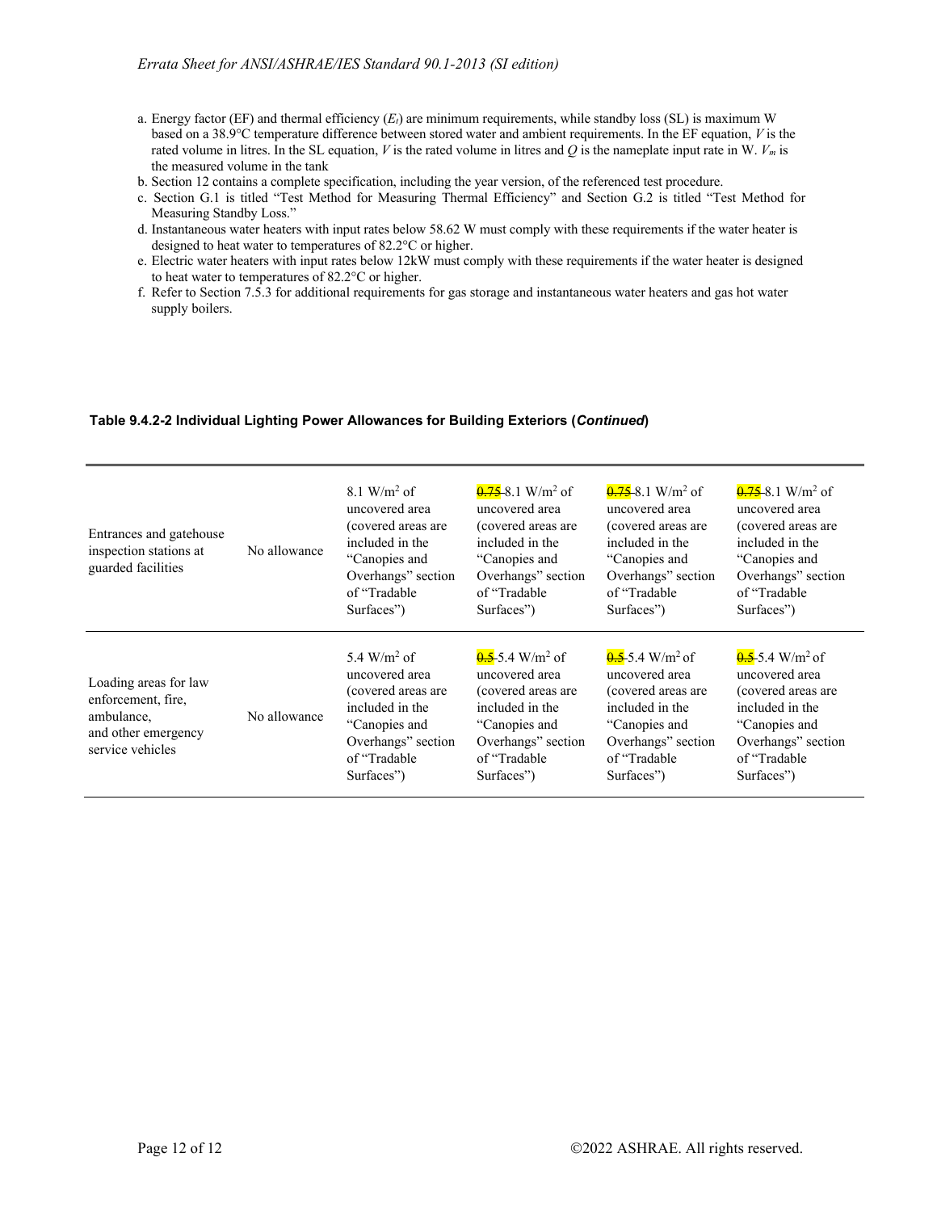a. Energy factor (EF) and thermal efficiency ($E_t$) are minimum requirements, while standby loss (SL) is maximum W based on a 38.9°C temperature difference between stored water and ambient requirements. In the EF equation, $V$ is the rated volume in litres. In the SL equation, $V$ is the rated volume in litres and $Q$ is the nameplate input rate in W. $V_m$ is the measured volume in the tank

b. Section 12 contains a complete specification, including the year version, of the referenced test procedure.

c. Section G.1 is titled "Test Method for Measuring Thermal Efficiency" and Section G.2 is titled "Test Method for Measuring Standby Loss."

d. Instantaneous water heaters with input rates below 58.62 W must comply with these requirements if the water heater is designed to heat water to temperatures of 82.2°C or higher.

e. Electric water heaters with input rates below 12kW must comply with these requirements if the water heater is designed to heat water to temperatures of 82.2°C or higher.

f. Refer to Section 7.5.3 for additional requirements for gas storage and instantaneous water heaters and gas hot water supply boilers.

**Table 9.4.2-2 Individual Lighting Power Allowances for Building Exteriors (*Continued*)**

| | | | | | |
|---|---|---|---|---|---|
| Entrances and gatehouse inspection stations at guarded facilities | No allowance | 8.1 W/m² of uncovered area (covered areas are included in the "Canopies and Overhangs" section of "Tradable Surfaces") | ~~0.75~~ 8.1 W/m² of uncovered area (covered areas are included in the "Canopies and Overhangs" section of "Tradable Surfaces") | ~~0.75~~ 8.1 W/m² of uncovered area (covered areas are included in the "Canopies and Overhangs" section of "Tradable Surfaces") | ~~0.75~~ 8.1 W/m² of uncovered area (covered areas are included in the "Canopies and Overhangs" section of "Tradable Surfaces") |
| Loading areas for law enforcement, fire, ambulance, and other emergency service vehicles | No allowance | 5.4 W/m² of uncovered area (covered areas are included in the "Canopies and Overhangs" section of "Tradable Surfaces") | ~~0.5~~ 5.4 W/m² of uncovered area (covered areas are included in the "Canopies and Overhangs" section of "Tradable Surfaces") | ~~0.5~~ 5.4 W/m² of uncovered area (covered areas are included in the "Canopies and Overhangs" section of "Tradable Surfaces") | ~~0.5~~ 5.4 W/m² of uncovered area (covered areas are included in the "Canopies and Overhangs" section of "Tradable Surfaces") |